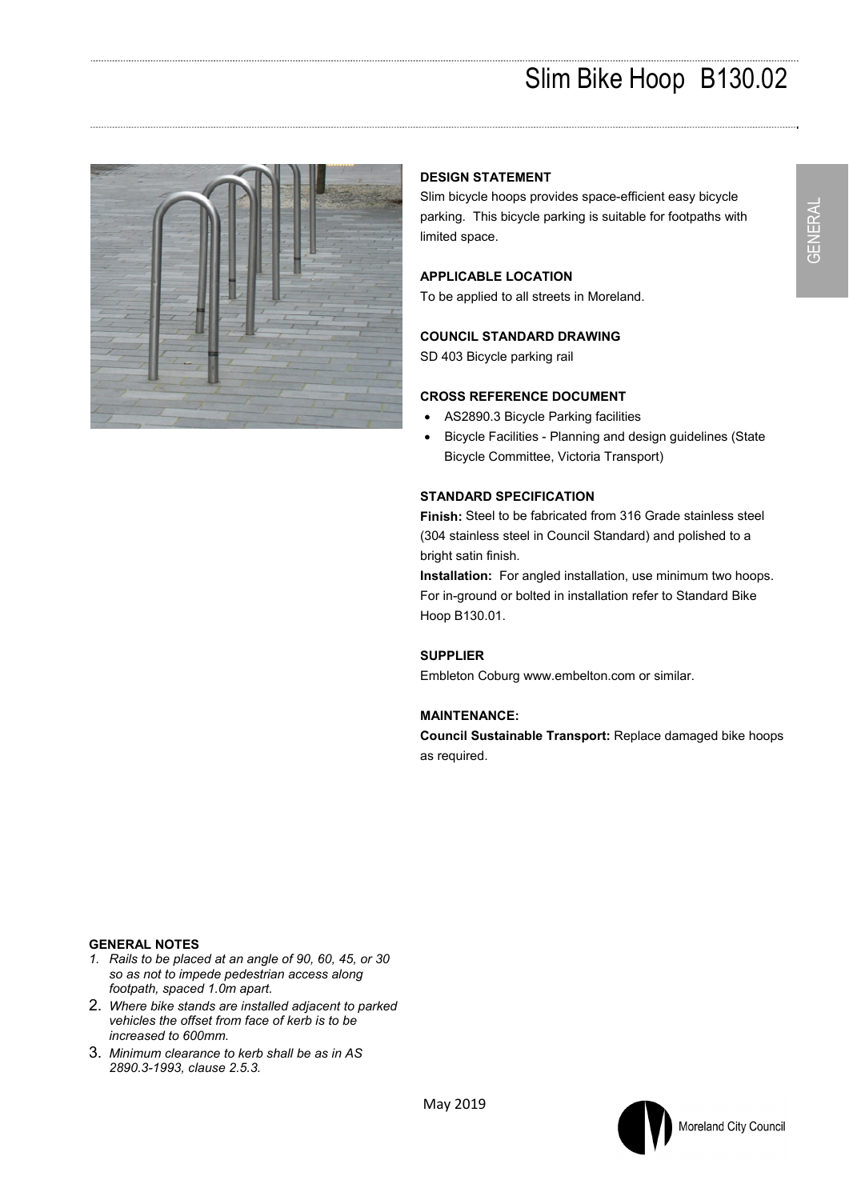# Slim Bike Hoop B130.02

GENERAL

**DESIGN STATEMENT**

Slim bicycle hoops provides space-efficient easy bicycle parking. This bicycle parking is suitable for footpaths with limited space.

**APPLICABLE LOCATION**

To be applied to all streets in Moreland.

**COUNCIL STANDARD DRAWING**

SD 403 Bicycle parking rail

**CROSS REFERENCE DOCUMENT**

- AS2890.3 Bicycle Parking facilities
- Bicycle Facilities - Planning and design guidelines (State Bicycle Committee, Victoria Transport)

**STANDARD SPECIFICATION**

**Finish:** Steel to be fabricated from 316 Grade stainless steel (304 stainless steel in Council Standard) and polished to a bright satin finish.

**Installation:** For angled installation, use minimum two hoops. For in-ground or bolted in installation refer to Standard Bike Hoop B130.01.

**SUPPLIER**

Embleton Coburg www.embelton.com or similar.

**MAINTENANCE:**

**Council Sustainable Transport:** Replace damaged bike hoops as required.

**GENERAL NOTES**

1. *Rails to be placed at an angle of 90, 60, 45, or 30 so as not to impede pedestrian access along footpath, spaced 1.0m apart.*
2. *Where bike stands are installed adjacent to parked vehicles the offset from face of kerb is to be increased to 600mm.*
3. *Minimum clearance to kerb shall be as in AS 2890.3-1993, clause 2.5.3.*

May 2019

Moreland City Council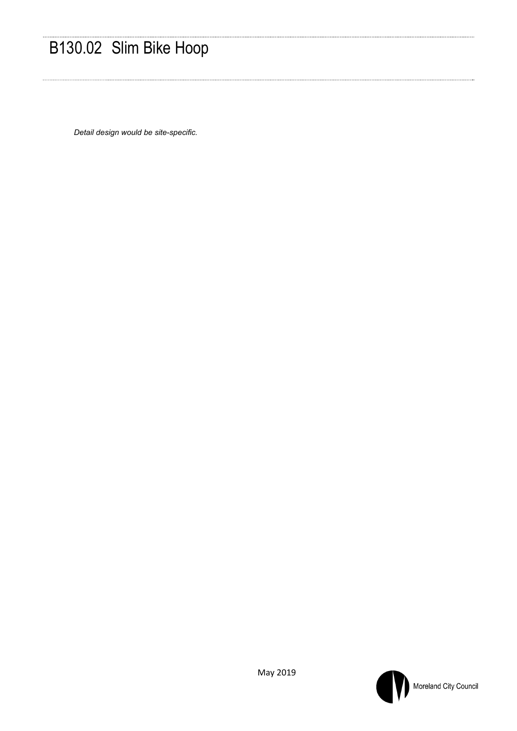# B130.02 Slim Bike Hoop

*Detail design would be site-specific.*